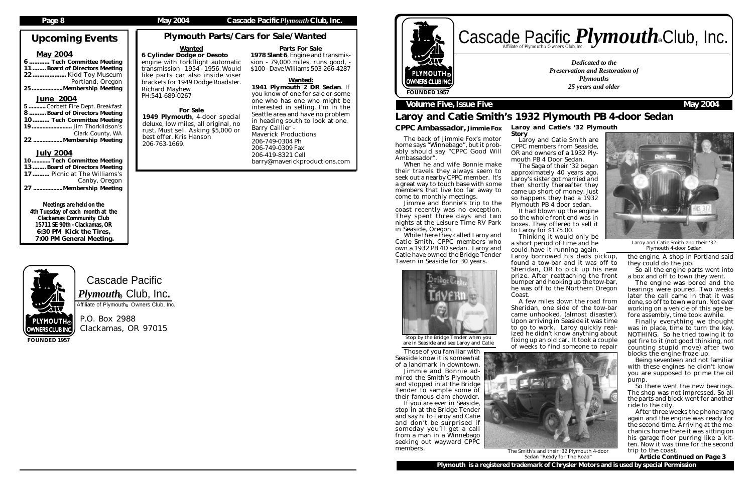## Upcoming Events

### May 2004

- 6 ............ Tech Committee Meeting
- 11 ........ Board of Directors Meeting
- 22 .................... Kidd Toy Museum Portland, Oregon
- 25 ....................Membership Meeting

### June 2004

- 5 ........... Corbett Fire Dept. Breakfast
- 8 .......... Board of Directors Meeting
- 10 .......... Tech Committee Meeting
- 19 ........................... Jim Thorkildson's Clark County, WA
- 22 ..................Membership Meeting

### July 2004

- 10 ............ Tech Committee Meeting
- 13 ........ Board of Directors Meeting
- 17 .......... Picnic at The Williams's Canby, Oregon
- 27 ..................Membership Meeting

**Meetings are held on the 4th Tuesday of each month at the Clackamas Community Club 15711 SE 90th - Clackamas, OR**
**6:30 PM Kick the Tires, 7:00 PM General Meeting.**

## Plymouth Parts/Cars for Sale/Wanted

**Wanted**

**6 Cylinder Dodge or Desoto** engine with torkflight automatic transmission - 1954 - 1956. Would like parts car also inside viser brackets for 1949 Dodge Roadster. Richard Mayhew PH:541-689-0267

**For Sale**

**1949 Plymouth**, 4-door special deluxe, low miles, all original, no rust. Must sell. Asking $5,000 or best offer. Kris Hanson 206-763-1669.

**Parts For Sale**

**1978 Slant 6**, Engine and transmission - 79,000 miles, runs good, - $100 - Dave Williams 503-266-4287

**Wanted:**

**1941 Plymouth 2 DR Sedan**. If you know of one for sale or some one who has one who might be interested in selling. I'm in the Seattle area and have no problem in heading south to look at one.
Barry Caillier -
Maverick Productions
206-749-0304 Ph
206-749-0309 Fax
206-419-8321 Cell
barry@maverickproductions.com

Cascade Pacific *Plymouth*® Club, Inc.
Affiliate of Plymouth® Owners Club, Inc.
P.O. Box 2988
Clackamas, OR 97015
FOUNDED 1957

---

# Cascade Pacific *Plymouth*® Club, Inc.

Affiliate of Plymouth® Owners Club, Inc.

FOUNDED 1957

*Dedicated to the Preservation and Restoration of Plymouths 25 years and older*

**Volume Five, Issue Five** — **May 2004**

# Laroy and Catie Smith's 1932 Plymouth PB 4-door Sedan

### CPPC Ambassador, Jimmie Fox

The back of Jimmie Fox's motor home says "Winnebago", but it probably should say "CPPC Good Will Ambassador".

When he and wife Bonnie make their travels they always seem to seek out a nearby CPPC member. It's a great way to touch base with some members that live too far away to come to monthly meetings.

Jimmie and Bonnie's trip to the coast recently was no exception. They spent three days and two nights at the Leisure Time RV Park in Seaside, Oregon.

While there they called Laroy and Catie Smith, CPPC members who own a 1932 PB 4D sedan. Laroy and Catie have owned the Bridge Tender Tavern in Seaside for 30 years.

Stop by the Bridge Tender when you are in Seaside and see Laroy and Catie

Those of you familiar with Seaside know it is somewhat of a landmark in downtown.

Jimmie and Bonnie admired the Smith's Plymouth and stopped in at the Bridge Tender to sample some of their famous clam chowder.

If you are ever in Seaside, stop in at the Bridge Tender and say hi to Laroy and Catie and don't be surprised if someday you'll get a call from a man in a Winnebago seeking out wayward CPPC members.

### Laroy and Catie's '32 Plymouth Story

Laroy and Catie Smith are CPPC members from Seaside, OR and owners of a 1932 Plymouth PB 4 Door Sedan.

The Saga of their '32 began approximately 40 years ago. Laroy's sister got married and then shortly thereafter they came up short of money. Just so happens they had a 1932 Plymouth PB 4 door sedan.

It had blown up the engine so the whole front end was in boxes. They offered to sell it to Laroy for $175.00.

Thinking it would only be a short period of time and he could have it running again. Laroy borrowed his dads pickup, found a tow-bar and it was off to Sheridan, OR to pick up his new prize. After reattaching the front bumper and hooking up the tow-bar, he was off to the Northern Oregon Coast.

A few miles down the road from Sheridan, one side of the tow-bar came unhooked. (almost disaster). Upon arriving in Seaside it was time to go to work. Laroy quickly realized he didn't know anything about fixing up an old car. It took a couple of weeks to find someone to repair the engine. A shop in Portland said they could do the job.

Laroy and Catie Smith and their '32 Plymouth 4-door Sedan

The Smith's and their '32 Plymouth 4-door Sedan "Ready for The Road"

So all the engine parts went into a box and off to town they went.

The engine was bored and the bearings were poured. Two weeks later the call came in that it was done, so off to town we run. Not ever working on a vehicle of this age before assembly, time took awhile.

Finally everything we thought was in place, time to turn the key. NOTHING. So he tried towing it to get fire to it (not good thinking, not counting stupid move) after two blocks the engine froze up.

Being seventeen and not familiar with these engines he didn't know you are supposed to prime the oil pump.

So there went the new bearings. The shop was not impressed. So all the parts and block went for another ride to the city.

After three weeks the phone rang again and the engine was ready for the second time. Arriving at the mechanics home there it was sitting on his garage floor purring like a kitten. Now it was time for the second trip to the coast.

**Article Continued on Page 3**

**Plymouth is a registered trademark of Chrysler Motors and is used by special Permission**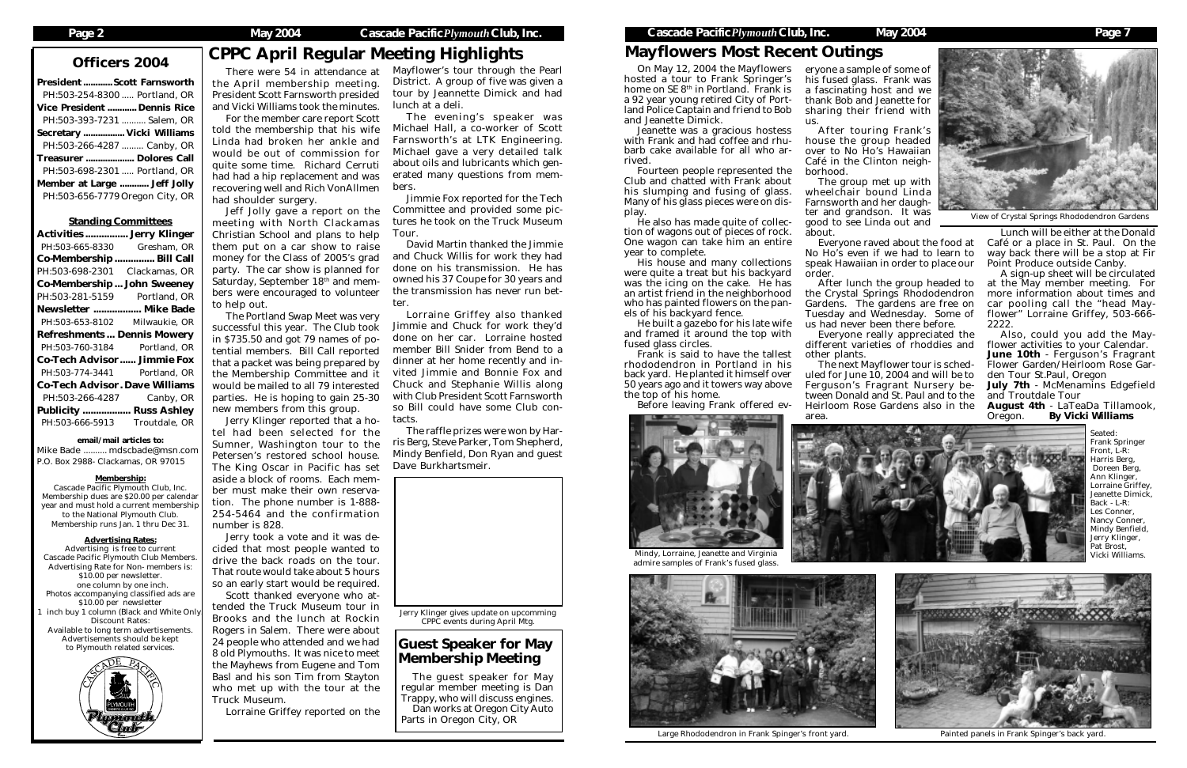## Officers 2004

**President ............ Scott Farnsworth**
PH:503-254-8300 ..... Portland, OR
**Vice President ............ Dennis Rice**
PH:503-393-7231 .......... Salem, OR
**Secretary ................ Vicki Williams**
PH:503-266-4287 ......... Canby, OR
**Treasurer .................... Dolores Call**
PH:503-698-2301 ..... Portland, OR
**Member at Large ............ Jeff Jolly**
PH:503-656-7779 Oregon City, OR

### Standing Committees

**Activities ................ Jerry Klinger**
PH:503-665-8330 Gresham, OR
**Co-Membership ............... Bill Call**
PH:503-698-2301 Clackamas, OR
**Co-Membership ... John Sweeney**
PH:503-281-5159 Portland, OR
**Newsletter .................. Mike Bade**
PH:503-653-8102 Milwaukie, OR
**Refreshments ... Dennis Mowery**
PH:503-760-3184 Portland, OR
**Co-Tech Advisor ...... Jimmie Fox**
PH:503-774-3441 Portland, OR
**Co-Tech Advisor . Dave Williams**
PH:503-266-4287 Canby, OR
**Publicity .................. Russ Ashley**
PH:503-666-5913 Troutdale, OR

**email/mail articles to:**
Mike Bade .......... mdscbade@msn.com
P.O. Box 2988- Clackamas, OR 97015

**Membership:**
Cascade Pacific Plymouth Club, Inc. Membership dues are $20.00 per calendar year and must hold a current membership to the National Plymouth Club. Membership runs Jan. 1 thru Dec 31.

**Advertising Rates:**
Advertising is free to current Cascade Pacific Plymouth Club Members. Advertising Rate for Non- members is: $10.00 per newsletter. one column by one inch. Photos accompanying classified ads are $10.00 per newsletter 1 inch buy 1 column (Black and White Only) Discount Rates: Available to long term advertisements. Advertisements should be kept to Plymouth related services.

## CPPC April Regular Meeting Highlights

There were 54 in attendance at the April membership meeting. President Scott Farnsworth presided and Vicki Williams took the minutes.

For the member care report Scott told the membership that his wife Linda had broken her ankle and would be out of commission for quite some time. Richard Cerruti had had a hip replacement and was recovering well and Rich VonAllmen had shoulder surgery.

Jeff Jolly gave a report on the meeting with North Clackamas Christian School and plans to help them put on a car show to raise money for the Class of 2005's grad party. The car show is planned for Saturday, September 18th and members were encouraged to volunteer to help out.

The Portland Swap Meet was very successful this year. The Club took in $735.50 and got 79 names of potential members. Bill Call reported that a packet was being prepared by the Membership Committee and it would be mailed to all 79 interested parties. He is hoping to gain 25-30 new members from this group.

Jerry Klinger reported that a hotel had been selected for the Sumner, Washington tour to the Petersen's restored school house. The King Oscar in Pacific has set aside a block of rooms. Each member must make their own reservation. The phone number is 1-888-254-5464 and the confirmation number is 828.

Jerry took a vote and it was decided that most people wanted to drive the back roads on the tour. That route would take about 5 hours so an early start would be required.

Scott thanked everyone who attended the Truck Museum tour in Brooks and the lunch at Rockin Rogers in Salem. There were about 24 people who attended and we had 8 old Plymouths. It was nice to meet the Mayhews from Eugene and Tom Basl and his son Tim from Stayton who met up with the tour at the Truck Museum.

Lorraine Griffey reported on the Mayflower's tour through the Pearl District. A group of five was given a tour by Jeannette Dimick and had lunch at a deli.

The evening's speaker was Michael Hall, a co-worker of Scott Farnsworth's at LTK Engineering. Michael gave a very detailed talk about oils and lubricants which generated many questions from members.

Jimmie Fox reported for the Tech Committee and provided some pictures he took on the Truck Museum Tour.

David Martin thanked the Jimmie and Chuck Willis for work they had done on his transmission. He has owned his 37 Coupe for 30 years and the transmission has never run better.

Lorraine Griffey also thanked Jimmie and Chuck for work they'd done on her car. Lorraine hosted member Bill Snider from Bend to a dinner at her home recently and invited Jimmie and Bonnie Fox and Chuck and Stephanie Willis along with Club President Scott Farnsworth so Bill could have some Club contacts.

The raffle prizes were won by Harris Berg, Steve Parker, Tom Shepherd, Mindy Benfield, Don Ryan and guest Dave Burkhartsmeir.

Jerry Klinger gives update on upcomming CPPC events during April Mtg.

## Guest Speaker for May Membership Meeting

The guest speaker for May regular member meeting is Dan Trappy, who will discuss engines. Dan works at Oregon City Auto Parts in Oregon City, OR

## Mayflowers Most Recent Outings

On May 12, 2004 the Mayflowers hosted a tour to Frank Springer's home on SE 8th in Portland. Frank is a 92 year young retired City of Portland Police Captain and friend to Bob and Jeanette Dimick.

Jeanette was a gracious hostess with Frank and had coffee and rhubarb cake available for all who arrived.

Fourteen people represented the Club and chatted with Frank about his slumping and fusing of glass. Many of his glass pieces were on display.

He also has made quite of collection of wagons out of pieces of rock. One wagon can take him an entire year to complete.

His house and many collections were quite a treat but his backyard was the icing on the cake. He has an artist friend in the neighborhood who has painted flowers on the panels of his backyard fence.

He built a gazebo for his late wife and framed it around the top with fused glass circles.

Frank is said to have the tallest rhododendron in Portland in his back yard. He planted it himself over 50 years ago and it towers way above the top of his home.

Before leaving Frank offered everyone a sample of some of his fused glass. Frank was a fascinating host and we thank Bob and Jeanette for sharing their friend with us.

After touring Frank's house the group headed over to No Ho's Hawaiian Café in the Clinton neighborhood.

The group met up with wheelchair bound Linda Farnsworth and her daughter and grandson. It was good to see Linda out and about.

Everyone raved about the food at No Ho's even if we had to learn to speak Hawaiian in order to place our order.

After lunch the group headed to the Crystal Springs Rhododendron Gardens. The gardens are free on Tuesday and Wednesday. Some of us had never been there before.

Everyone really appreciated the different varieties of rhoddies and other plants.

The next Mayflower tour is scheduled for June 10, 2004 and will be to Ferguson's Fragrant Nursery between Donald and St. Paul and to the Heirloom Rose Gardens also in the area.

Lunch will be either at the Donald Café or a place in St. Paul. On the way back there will be a stop at Fir Point Produce outside Canby.

A sign-up sheet will be circulated at the May member meeting. For more information about times and car pooling call the "head Mayflower" Lorraine Griffey, 503-666-2222.

Also, could you add the Mayflower activities to your Calendar.
**June 10th** - Ferguson's Fragrant Flower Garden/Heirloom Rose Garden Tour St.Paul, Oregon
**July 7th** - McMenamins Edgefield and Troutdale Tour
**August 4th** - LaTeaDa Tillamook, Oregon. **By Vicki Williams**

View of Crystal Springs Rhododendron Gardens

Mindy, Lorraine, Jeanette and Virginia admire samples of Frank's fused glass.

Seated: Frank Springer
Front, L-R: Harris Berg, Doreen Berg, Ann Klinger, Lorraine Griffey, Jeanette Dimick,
Back - L-R: Les Conner, Nancy Conner, Mindy Benfield, Jerry Klinger, Pat Brost, Vicki Williams.

Large Rhododendron in Frank Spinger's front yard.

Painted panels in Frank Spinger's back yard.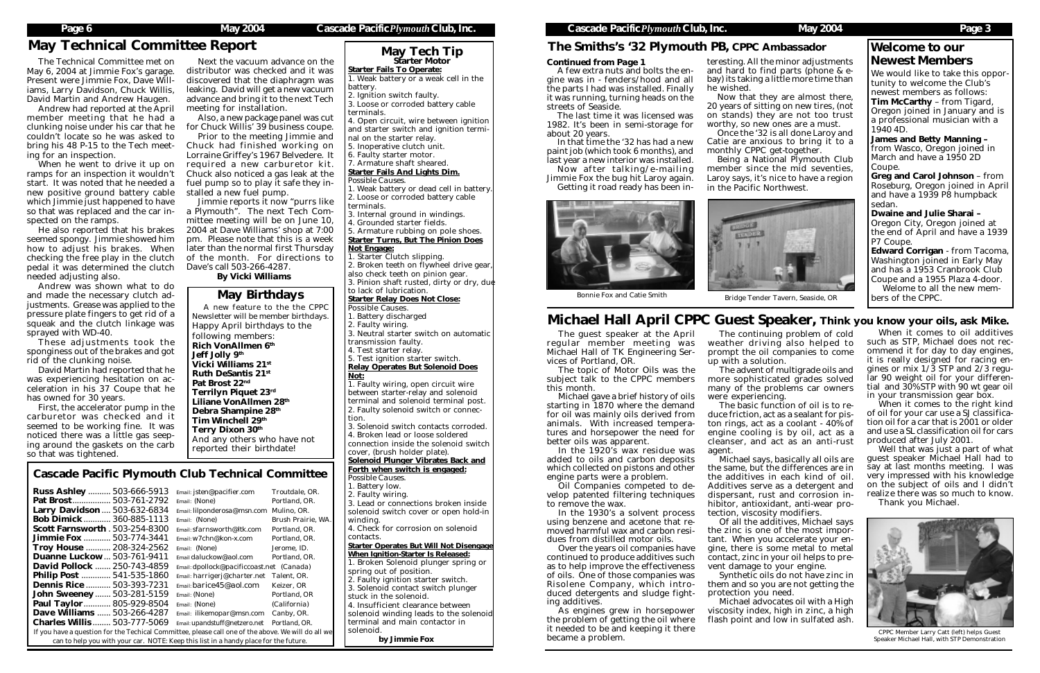## May Technical Committee Report

The Technical Committee met on May 6, 2004 at Jimmie Fox's garage. Present were Jimmie Fox, Dave Williams, Larry Davidson, Chuck Willis, David Martin and Andrew Haugen.

Andrew had reported at the April member meeting that he had a clunking noise under his car that he couldn't locate so he was asked to bring his 48 P-15 to the Tech meeting for an inspection.

When he went to drive it up on ramps for an inspection it wouldn't start. It was noted that he needed a new positive ground battery cable which Jimmie just happened to have so that was replaced and the car inspected on the ramps.

He also reported that his brakes seemed spongy. Jimmie showed him how to adjust his brakes. When checking the free play in the clutch pedal it was determined the clutch needed adjusting also.

Andrew was shown what to do and made the necessary clutch adjustments. Grease was applied to the pressure plate fingers to get rid of a squeak and the clutch linkage was sprayed with WD-40.

These adjustments took the sponginess out of the brakes and got rid of the clunking noise.

David Martin had reported that he was experiencing hesitation on acceleration in his 37 Coupe that he has owned for 30 years.

First, the accelerator pump in the carburetor was checked and it seemed to be working fine. It was noticed there was a little gas seeping around the gaskets on the carb so that was tightened.

Next the vacuum advance on the distributor was checked and it was discovered that the diaphragm was leaking. David will get a new vacuum advance and bring it to the next Tech meeting for installation.

Also, a new package panel was cut for Chuck Willis' 39 business coupe.

Prior to the meeting Jimmie and Chuck had finished working on Lorraine Griffey's 1967 Belvedere. It required a new carburetor kit. Chuck also noticed a gas leak at the fuel pump so to play it safe they installed a new fuel pump.

Jimmie reports it now "purrs like a Plymouth". The next Tech Committee meeting will be on June 10, 2004 at Dave Williams' shop at 7:00 pm. Please note that this is a week later than the normal first Thursday of the month. For directions to Dave's call 503-266-4287.

**By Vicki Williams**

## May Birthdays

A new feature to the the CPPC Newsletter will be member birthdays. Happy April birthdays to the following members:

**Rich VonAllmen 6th**
**Jeff Jolly 9th**
**Vicki Williams 21st**
**Ruth DeSantis 21st**
**Pat Brost 22nd**
**Terrilyn Piquet 23rd**
**Liliane VonAllmen 28th**
**Debra Shampine 28th**
**Tim Winchell 29th**
**Terry Dixon 30th**

And any others who have not reported their birthdate!

## May Tech Tip
### Starter Motor

**Starter Fails To Operate:**
1. Weak battery or a weak cell in the battery.
2. Ignition switch faulty.
3. Loose or corroded battery cable terminals.
4. Open circuit, wire between ignition and starter switch and ignition terminal on the starter relay.
5. Inoperative clutch unit.
6. Faulty starter motor.
7. Armature shaft sheared.

**Starter Fails And Lights Dim.**
Possible Causes.
1. Weak battery or dead cell in battery.
2. Loose or corroded battery cable terminals.
3. Internal ground in windings.
4. Grounded starter fields.
5. Armature rubbing on pole shoes.

**Starter Turns, But The Pinion Does Not Engage:**
1. Starter Clutch slipping.
2. Broken teeth on flywheel drive gear, also check teeth on pinion gear.
3. Pinion shaft rusted, dirty or dry, due to lack of lubrication.

**Starter Relay Does Not Close:**
Possible Causes.
1. Battery discharged
2. Faulty wiring.
3. Neutral starter switch on automatic transmission faulty.
4. Test starter relay.
5. Test ignition starter switch.

**Relay Operates But Solenoid Does Not:**
1. Faulty wiring, open circuit wire between starter-relay and solenoid terminal and solenoid terminal post.
2. Faulty solenoid switch or connection.
3. Solenoid switch contacts corroded.
4. Broken lead or loose soldered connection inside the solenoid switch cover, (brush holder plate).

**Solenoid Plunger Vibrates Back and Forth when switch is engaged:**
Possible Causes.
1. Battery low.
2. Faulty wiring.
3. Lead or connections broken inside solenoid switch cover or open hold-in winding.
4. Check for corrosion on solenoid contacts.

**Starter Operates But Will Not Disengage When Ignition-Starter Is Released:**
1. Broken Solenoid plunger spring or spring out of position.
2. Faulty ignition starter switch.
3. Solenoid contact switch plunger stuck in the solenoid.
4. Insufficient clearance between solenoid winding leads to the solenoid terminal and main contactor in solenoid.

**by Jimmie Fox**

## Cascade Pacific Plymouth Club Technical Committee

| Name | Phone | Email | Location |
|---|---|---|---|
| **Russ Ashley** | 503-666-5913 | jsten@pacifier.com | Troutdale, OR. |
| **Pat Brost** | 503-761-2792 | (None) | Portland, OR. |
| **Larry Davidson** | 503-632-6834 | lilponderosa@msn.com | Mulino, OR. |
| **Bob Dimick** | 360-885-1113 | (None) | Brush Prairie, WA. |
| **Scott Farnsworth** | 503-254-8300 | sfarnsworth@ltk.com | Portland, OR. |
| **Jimmie Fox** | 503-774-3441 | w7chn@kon-x.com | Portland, OR. |
| **Troy House** | 208-324-2562 | (None) | Jerome, ID. |
| **Duanne Luckow** | 503-761-9411 | daluckow@aol.com | Portland, OR. |
| **David Pollock** | 250-743-4859 | dpollock@pacificcoast.net | (Canada) |
| **Philip Post** | 541-535-1860 | harrigerj@charter.net | Talent, OR. |
| **Dennis Rice** | 503-393-7231 | barice45@aol.com | Keizer, OR |
| **John Sweeney** | 503-281-5159 | (None) | Portland, OR |
| **Paul Taylor** | 805-929-8504 | (None) | (California) |
| **Dave Williams** | 503-266-4287 | ilikemopar@msn.com | Canby, OR. |
| **Charles Willis** | 503-777-5069 | upandstuff@netzero.net | Portland, OR. |

If you have a question for the Techical Committee, please call one of the above. We will do all we can to help you with your car. NOTE: Keep this list in a handy place for the future.

## The Smiths's '32 Plymouth PB, CPPC Ambassador

**Continued from Page 1**

A few extra nuts and bolts the engine was in - fenders/hood and all the parts I had was installed. Finally it was running, turning heads on the streets of Seaside.

The last time it was licensed was 1982. It's been in semi-storage for about 20 years.

In that time the '32 has had a new paint job (which took 6 months), and last year a new interior was installed.

Now after talking/e-mailing Jimmie Fox the bug hit Laroy again. Getting it road ready has been interesting. All the minor adjustments and hard to find parts (phone & e-bay) its taking a little more time than he wished.

Now that they are almost there, 20 years of sitting on new tires, (not on stands) they are not too trust worthy, so new ones are a must.

Once the '32 is all done Laroy and Catie are anxious to bring it to a monthly CPPC get-together.

Being a National Plymouth Club member since the mid seventies, Laroy says, it's nice to have a region in the Pacific Northwest.

Bonnie Fox and Catie Smith

Bridge Tender Tavern, Seaside, OR

## Welcome to our Newest Members

We would like to take this opportunity to welcome the Club's newest members as follows:

**Tim McCarthy** – from Tigard, Oregon joined in January and is a professional musician with a 1940 4D.

**James and Betty Manning** – from Wasco, Oregon joined in March and have a 1950 2D Coupe.

**Greg and Carol Johnson** – from Roseburg, Oregon joined in April and have a 1939 P8 humpback sedan.

**Dwaine and Julie Sharai** – Oregon City, Oregon joined at the end of April and have a 1939 P7 Coupe.

**Edward Corrigan** - from Tacoma, Washington joined in Early May and has a 1953 Cranbrook Club Coupe and a 1955 Plaza 4-door.

Welome to all the new members of the CPPC.

## Michael Hall April CPPC Guest Speaker, Think you know your oils, ask Mike.

The guest speaker at the April regular member meeting was Michael Hall of TK Engineering Services of Portland, OR.

The topic of Motor Oils was the subject talk to the CPPC members this month.

Michael gave a brief history of oils starting in 1870 where the demand for oil was mainly oils derived from animals. With increased temperatures and horsepower the need for better oils was apparent.

In the 1920's wax residue was added to oils and carbon deposits which collected on pistons and other engine parts were a problem.

Oil Companies competed to develop patented filtering techniques to remove the wax.

In the 1930's a solvent process using benzene and acetone that removed harmful wax and carbon residues from distilled motor oils.

Over the years oil companies have continued to produce additives such as to help improve the effectiveness of oils. One of those companies was Risolene Company, which introduced detergents and sludge fighting additives.

As engines grew in horsepower the problem of getting the oil where it needed to be and keeping it there became a problem.

The continuing problem of cold weather driving also helped to prompt the oil companies to come up with a solution.

The advent of multigrade oils and more sophisticated grades solved many of the problems car owners were experiencing.

The basic function of oil is to reduce friction, act as a sealant for piston rings, act as a coolant - 40% of engine cooling is by oil, act as a cleanser, and act as an anti-rust agent.

Michael says, basically all oils are the same, but the differences are in the additives in each kind of oil. Additives serve as a detergent and dispersant, rust and corrosion inhibitor, antioxidant, anti-wear protection, viscosity modifiers.

Of all the additives, Michael says the zinc is one of the most important. When you accelerate your engine, there is some metal to metal contact, zinc in your oil helps to prevent damage to your engine.

Synthetic oils do not have zinc in them and so you are not getting the protection you need.

Michael advocates oil with a High viscosity index, high in zinc, a high flash point and low in sulfated ash.

When it comes to oil additives such as STP, Michael does not recommend it for day to day engines, it is really designed for racing engines or mix 1/3 STP and 2/3 regular 90 weight oil for your differential and 30%STP with 90 wt gear oil in your transmission gear box.

When it comes to the right kind of oil for your car use a SJ classification oil for a car that is 2001 or older and use a SL classification oil for cars produced after July 2001.

Well that was just a part of what guest speaker Michael Hall had to say at last months meeting. I was very impressed with his knowledge on the subject of oils and I didn't realize there was so much to know.

Thank you Michael.

CPPC Member Larry Catt (left) helps Guest Speaker Michael Hall, with STP Demonstration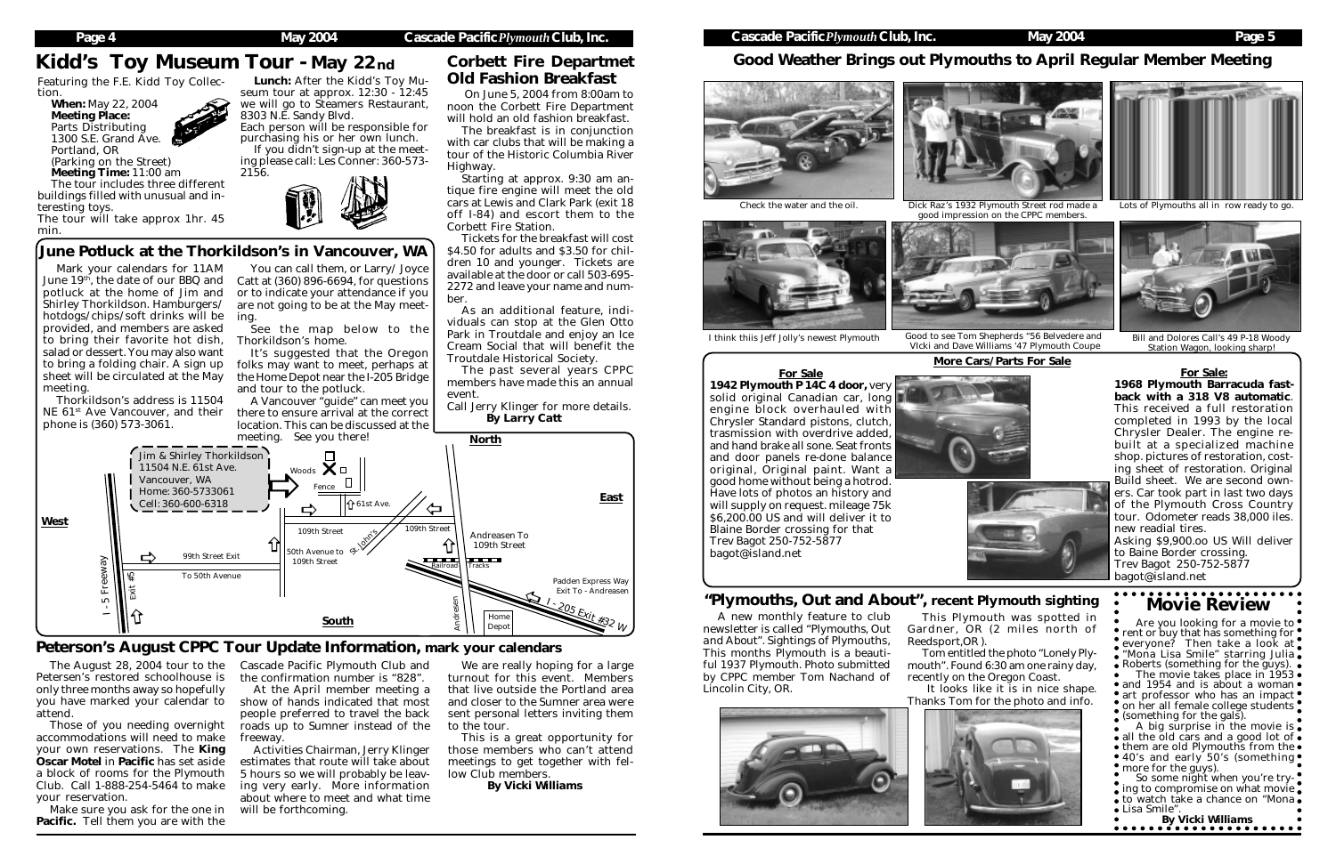# Kidd's Toy Museum Tour - May 22nd

Featuring the F.E. Kidd Toy Collection.

**When:** May 22, 2004
**Meeting Place:**
Parts Distributing
1300 S.E. Grand Ave.
Portland, OR
(Parking on the Street)
**Meeting Time:** 11:00 am

The tour includes three different buildings filled with unusual and interesting toys.

The tour will take approx 1hr. 45 min.

**Lunch:** After the Kidd's Toy Museum tour at approx. 12:30 - 12:45 we will go to Steamers Restaurant, 8303 N.E. Sandy Blvd.

Each person will be responsible for purchasing his or her own lunch.

If you didn't sign-up at the meeting please call: Les Conner: 360-573-2156.

## Corbett Fire Departmet Old Fashion Breakfast

On June 5, 2004 from 8:00am to noon the Corbett Fire Department will hold an old fashion breakfast.

The breakfast is in conjunction with car clubs that will be making a tour of the Historic Columbia River Highway.

Starting at approx. 9:30 am antique fire engine will meet the old cars at Lewis and Clark Park (exit 18 off I-84) and escort them to the Corbett Fire Station.

Tickets for the breakfast will cost $4.50 for adults and $3.50 for children 10 and younger. Tickets are available at the door or call 503-695-2272 and leave your name and number.

As an additional feature, individuals can stop at the Glen Otto Park in Troutdale and enjoy an Ice Cream Social that will benefit the Troutdale Historical Society.

The past several years CPPC members have made this an annual event.

Call Jerry Klinger for more details.

**By Larry Catt**

## June Potluck at the Thorkildson's in Vancouver, WA

Mark your calendars for 11AM June 19th, the date of our BBQ and potluck at the home of Jim and Shirley Thorkildson. Hamburgers/hotdogs/chips/soft drinks will be provided, and members are asked to bring their favorite hot dish, salad or dessert. You may also want to bring a folding chair. A sign up sheet will be circulated at the May meeting.

Thorkildson's address is 11504 NE 61st Ave Vancouver, and their phone is (360) 573-3061.

You can call them, or Larry/Joyce Catt at (360) 896-6694, for questions or to indicate your attendance if you are not going to be at the May meeting.

See the map below to the Thorkildson's home.

It's suggested that the Oregon folks may want to meet, perhaps at the Home Depot near the I-205 Bridge and tour to the potluck.

A Vancouver "guide" can meet you there to ensure arrival at the correct location. This can be discussed at the meeting. See you there!

Jim & Shirley Thorkildson
11504 N.E. 61st Ave.
Vancouver, WA
Home: 360-5733061
Cell: 360-600-6318

North
East
West
South
Woods
Fence
61st Ave.
109th Street
St. John's
109th Street
50th Avenue to 109th Street
Andreasen To 109th Street
99th Street Exit
To 50th Avenue
Railroad Tracks
I - 5 Freeway
Exit #5
Andreasen
Home Depot
Padden Express Way Exit To - Andreasen
I - 205 Exit #32 W

## Peterson's August CPPC Tour Update Information, mark your calendars

The August 28, 2004 tour to the Petersen's restored schoolhouse is only three months away so hopefully you have marked your calendar to attend.

Those of you needing overnight accommodations will need to make your own reservations. The **King Oscar Motel** in **Pacific** has set aside a block of rooms for the Plymouth Club. Call 1-888-254-5464 to make your reservation.

Make sure you ask for the one in **Pacific.** Tell them you are with the Cascade Pacific Plymouth Club and the confirmation number is "828".

At the April member meeting a show of hands indicated that most people preferred to travel the back roads up to Sumner instead of the freeway.

Activities Chairman, Jerry Klinger estimates that route will take about 5 hours so we will probably be leaving very early. More information about where to meet and what time will be forthcoming.

We are really hoping for a large turnout for this event. Members that live outside the Portland area and closer to the Sumner area were sent personal letters inviting them to the tour.

This is a great opportunity for those members who can't attend meetings to get together with fellow Club members.

**By Vicki Williams**

# Good Weather Brings out Plymouths to April Regular Member Meeting

Check the water and the oil.

Dick Raz's 1932 Plymouth Street rod made a good impression on the CPPC members.

Lots of Plymouths all in row ready to go.

I think thiis Jeff Jolly's newest Plymouth

Good to see Tom Shepherds "56 Belvedere and VIcki and Dave Williams '47 Plymouth Coupe

Bill and Dolores Call's 49 P-18 Woody Station Wagon, looking sharp!

## More Cars/Parts For Sale

**For Sale**

**1942 Plymouth P 14C 4 door,** very solid original Canadian car, long engine block overhauled with Chrysler Standard pistons, clutch, trasmission with overdrive added, and hand brake all sone. Seat fronts and door panels re-done balance original, Original paint. Want a good home without being a hotrod. Have lots of photos an history and will supply on request. mileage 75k $6,200.00 US and will deliver it to Blaine Border crossing for that
Trev Bagot 250-752-5877
bagot@island.net

**For Sale:**

**1968 Plymouth Barracuda fastback with a 318 V8 automatic**. This received a full restoration completed in 1993 by the local Chrysler Dealer. The engine rebuilt at a specialized machine shop. pictures of restoration, costing sheet of restoration. Original Build sheet. We are second owners. Car took part in last two days of the Plymouth Cross Country tour. Odometer reads 38,000 iles. new readial tires.

Asking $9,900.oo US Will deliver to Baine Border crossing.
Trev Bagot 250-752-5877
bagot@island.net

## "Plymouths, Out and About", recent Plymouth sighting

A new monthly feature to club newsletter is called "Plymouths, Out and About". Sightings of Plymouths, This months Plymouth is a beautiful 1937 Plymouth. Photo submitted by CPPC member Tom Nachand of Lincolin City, OR.

This Plymouth was spotted in Gardner, OR (2 miles north of Reedsport,OR ).

Tom entitled the photo "Lonely Plymouth". Found 6:30 am one rainy day, recently on the Oregon Coast.

It looks like it is in nice shape. Thanks Tom for the photo and info.

## Movie Review

Are you looking for a movie to rent or buy that has something for everyone? Then take a look at "Mona Lisa Smile" starring Julia Roberts (something for the guys).

The movie takes place in 1953 and 1954 and is about a woman art professor who has an impact on her all female college students (something for the gals).

A big surprise in the movie is all the old cars and a good lot of them are old Plymouths from the 40's and early 50's (something more for the guys).

So some night when you're trying to compromise on what movie to watch take a chance on "Mona Lisa Smile".

**By Vicki Williams**